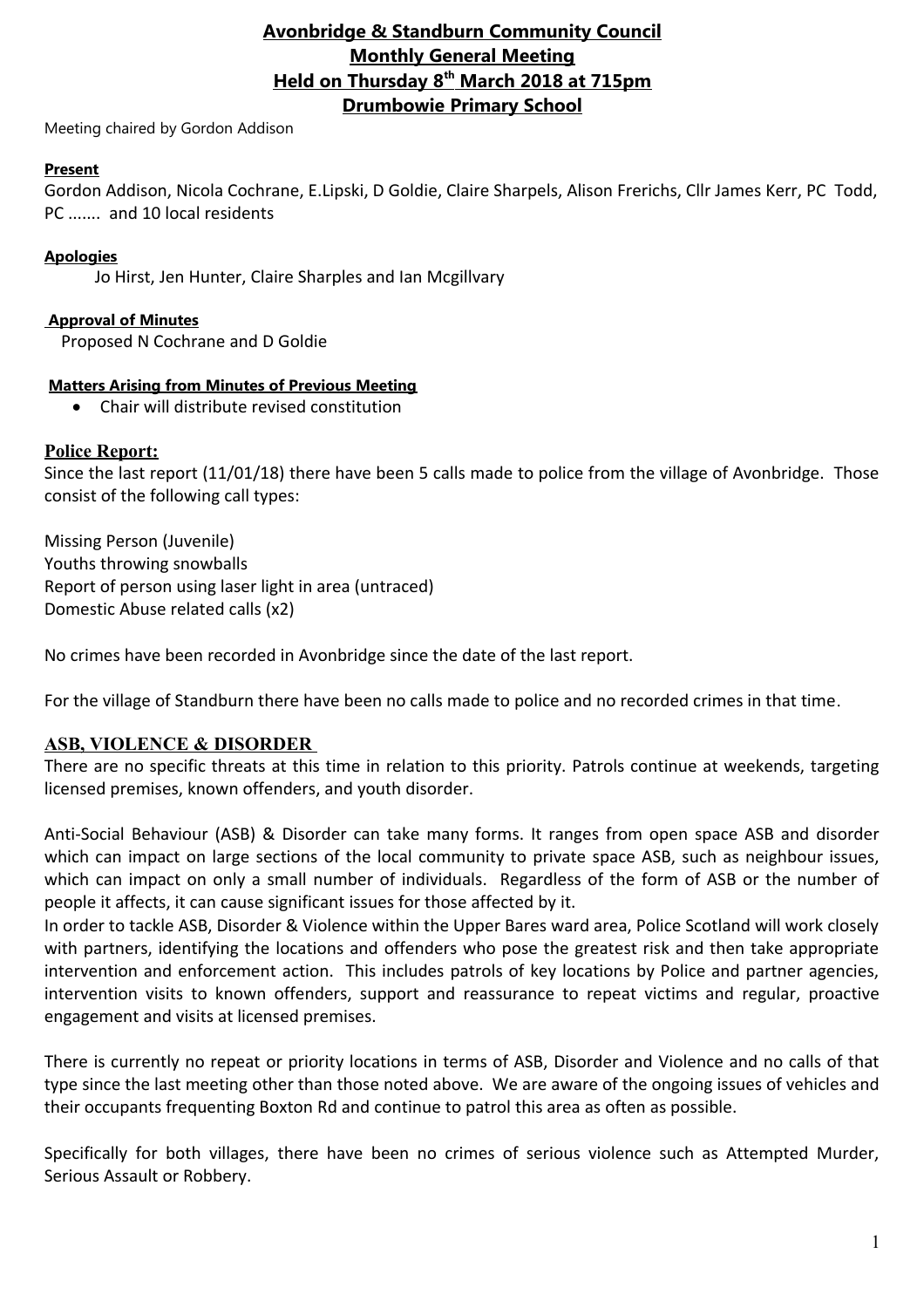# Avonbridge & Standburn Community Council

## Monthly General Meeting

## Held on Thursday 8th March 2018 at 715pm

## Drumbowie Primary School

Meeting chaired by Gordon Addison

**Present**

Gordon Addison, Nicola Cochrane, E.Lipski, D Goldie, Claire Sharpels, Alison Frerichs, Cllr James Kerr, PC Todd, PC ....... and 10 local residents

**Apologies**

Jo Hirst, Jen Hunter, Claire Sharples and Ian Mcgillvary

**Approval of Minutes**

Proposed N Cochrane and D Goldie

**Matters Arising from Minutes of Previous Meeting**

- Chair will distribute revised constitution

### Police Report:

Since the last report (11/01/18) there have been 5 calls made to police from the village of Avonbridge. Those consist of the following call types:

Missing Person (Juvenile)
Youths throwing snowballs
Report of person using laser light in area (untraced)
Domestic Abuse related calls (x2)

No crimes have been recorded in Avonbridge since the date of the last report.

For the village of Standburn there have been no calls made to police and no recorded crimes in that time.

### ASB, VIOLENCE & DISORDER

There are no specific threats at this time in relation to this priority. Patrols continue at weekends, targeting licensed premises, known offenders, and youth disorder.

Anti-Social Behaviour (ASB) & Disorder can take many forms. It ranges from open space ASB and disorder which can impact on large sections of the local community to private space ASB, such as neighbour issues, which can impact on only a small number of individuals. Regardless of the form of ASB or the number of people it affects, it can cause significant issues for those affected by it.
In order to tackle ASB, Disorder & Violence within the Upper Bares ward area, Police Scotland will work closely with partners, identifying the locations and offenders who pose the greatest risk and then take appropriate intervention and enforcement action. This includes patrols of key locations by Police and partner agencies, intervention visits to known offenders, support and reassurance to repeat victims and regular, proactive engagement and visits at licensed premises.

There is currently no repeat or priority locations in terms of ASB, Disorder and Violence and no calls of that type since the last meeting other than those noted above. We are aware of the ongoing issues of vehicles and their occupants frequenting Boxton Rd and continue to patrol this area as often as possible.

Specifically for both villages, there have been no crimes of serious violence such as Attempted Murder, Serious Assault or Robbery.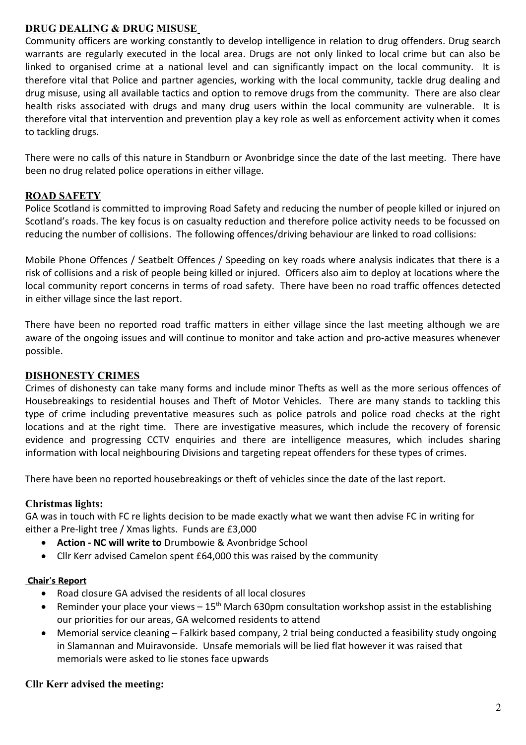## DRUG DEALING & DRUG MISUSE

Community officers are working constantly to develop intelligence in relation to drug offenders. Drug search warrants are regularly executed in the local area. Drugs are not only linked to local crime but can also be linked to organised crime at a national level and can significantly impact on the local community. It is therefore vital that Police and partner agencies, working with the local community, tackle drug dealing and drug misuse, using all available tactics and option to remove drugs from the community. There are also clear health risks associated with drugs and many drug users within the local community are vulnerable. It is therefore vital that intervention and prevention play a key role as well as enforcement activity when it comes to tackling drugs.

There were no calls of this nature in Standburn or Avonbridge since the date of the last meeting. There have been no drug related police operations in either village.

## ROAD SAFETY

Police Scotland is committed to improving Road Safety and reducing the number of people killed or injured on Scotland's roads. The key focus is on casualty reduction and therefore police activity needs to be focussed on reducing the number of collisions. The following offences/driving behaviour are linked to road collisions:

Mobile Phone Offences / Seatbelt Offences / Speeding on key roads where analysis indicates that there is a risk of collisions and a risk of people being killed or injured. Officers also aim to deploy at locations where the local community report concerns in terms of road safety. There have been no road traffic offences detected in either village since the last report.

There have been no reported road traffic matters in either village since the last meeting although we are aware of the ongoing issues and will continue to monitor and take action and pro-active measures whenever possible.

## DISHONESTY CRIMES

Crimes of dishonesty can take many forms and include minor Thefts as well as the more serious offences of Housebreakings to residential houses and Theft of Motor Vehicles. There are many stands to tackling this type of crime including preventative measures such as police patrols and police road checks at the right locations and at the right time. There are investigative measures, which include the recovery of forensic evidence and progressing CCTV enquiries and there are intelligence measures, which includes sharing information with local neighbouring Divisions and targeting repeat offenders for these types of crimes.

There have been no reported housebreakings or theft of vehicles since the date of the last report.

### Christmas lights:

GA was in touch with FC re lights decision to be made exactly what we want then advise FC in writing for either a Pre-light tree / Xmas lights. Funds are £3,000

- **Action - NC will write to** Drumbowie & Avonbridge School
- Cllr Kerr advised Camelon spent £64,000 this was raised by the community

### Chair's Report

- Road closure GA advised the residents of all local closures
- Reminder your place your views – 15th March 630pm consultation workshop assist in the establishing our priorities for our areas, GA welcomed residents to attend
- Memorial service cleaning – Falkirk based company, 2 trial being conducted a feasibility study ongoing in Slamannan and Muiravonside. Unsafe memorials will be lied flat however it was raised that memorials were asked to lie stones face upwards

### Cllr Kerr advised the meeting: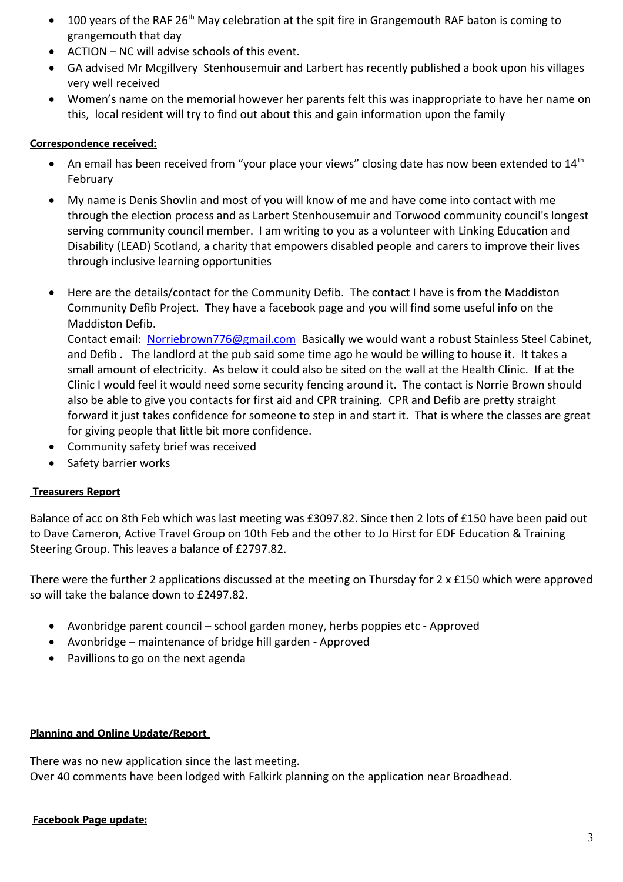- 100 years of the RAF 26th May celebration at the spit fire in Grangemouth RAF baton is coming to grangemouth that day
- ACTION – NC will advise schools of this event.
- GA advised Mr Mcgillvery Stenhousemuir and Larbert has recently published a book upon his villages very well received
- Women's name on the memorial however her parents felt this was inappropriate to have her name on this, local resident will try to find out about this and gain information upon the family

**Correspondence received:**

- An email has been received from "your place your views" closing date has now been extended to 14th February
- My name is Denis Shovlin and most of you will know of me and have come into contact with me through the election process and as Larbert Stenhousemuir and Torwood community council's longest serving community council member. I am writing to you as a volunteer with Linking Education and Disability (LEAD) Scotland, a charity that empowers disabled people and carers to improve their lives through inclusive learning opportunities
- Here are the details/contact for the Community Defib. The contact I have is from the Maddiston Community Defib Project. They have a facebook page and you will find some useful info on the Maddiston Defib.
  Contact email: Norriebrown776@gmail.com Basically we would want a robust Stainless Steel Cabinet, and Defib . The landlord at the pub said some time ago he would be willing to house it. It takes a small amount of electricity. As below it could also be sited on the wall at the Health Clinic. If at the Clinic I would feel it would need some security fencing around it. The contact is Norrie Brown should also be able to give you contacts for first aid and CPR training. CPR and Defib are pretty straight forward it just takes confidence for someone to step in and start it. That is where the classes are great for giving people that little bit more confidence.
- Community safety brief was received
- Safety barrier works

**Treasurers Report**

Balance of acc on 8th Feb which was last meeting was £3097.82. Since then 2 lots of £150 have been paid out to Dave Cameron, Active Travel Group on 10th Feb and the other to Jo Hirst for EDF Education & Training Steering Group. This leaves a balance of £2797.82.

There were the further 2 applications discussed at the meeting on Thursday for 2 x £150 which were approved so will take the balance down to £2497.82.

- Avonbridge parent council – school garden money, herbs poppies etc - Approved
- Avonbridge – maintenance of bridge hill garden - Approved
- Pavillions to go on the next agenda

**Planning and Online Update/Report**

There was no new application since the last meeting.
Over 40 comments have been lodged with Falkirk planning on the application near Broadhead.

**Facebook Page update:**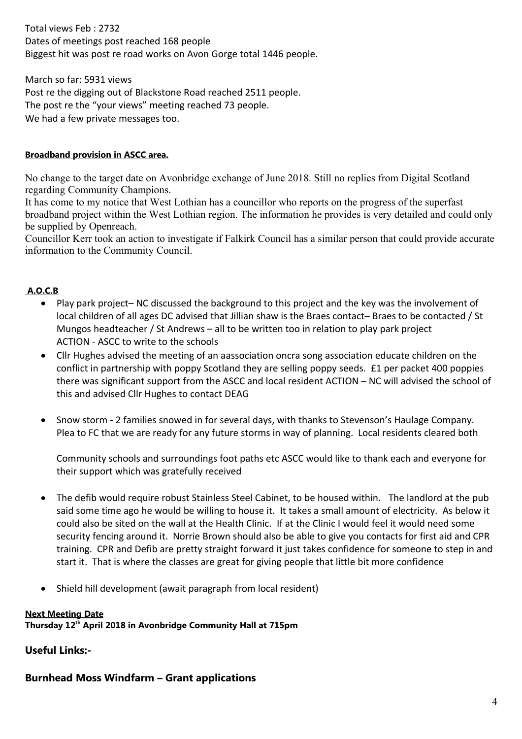Total views Feb : 2732
Dates of meetings post reached 168 people
Biggest hit was post re road works on Avon Gorge total 1446 people.

March so far: 5931 views
Post re the digging out of Blackstone Road reached 2511 people.
The post re the "your views" meeting reached 73 people.
We had a few private messages too.

**Broadband provision in ASCC area.**

No change to the target date on Avonbridge exchange of June 2018. Still no replies from Digital Scotland regarding Community Champions.
It has come to my notice that West Lothian has a councillor who reports on the progress of the superfast broadband project within the West Lothian region. The information he provides is very detailed and could only be supplied by Openreach.
Councillor Kerr took an action to investigate if Falkirk Council has a similar person that could provide accurate information to the Community Council.

**A.O.C.B**

- Play park project– NC discussed the background to this project and the key was the involvement of local children of all ages DC advised that Jillian shaw is the Braes contact– Braes to be contacted / St Mungos headteacher / St Andrews – all to be written too in relation to play park project
  ACTION - ASCC to write to the schools
- Cllr Hughes advised the meeting of an aassociation oncra song association educate children on the conflict in partnership with poppy Scotland they are selling poppy seeds. £1 per packet 400 poppies there was significant support from the ASCC and local resident ACTION – NC will advised the school of this and advised Cllr Hughes to contact DEAG
- Snow storm - 2 families snowed in for several days, with thanks to Stevenson's Haulage Company. Plea to FC that we are ready for any future storms in way of planning. Local residents cleared both

  Community schools and surroundings foot paths etc ASCC would like to thank each and everyone for their support which was gratefully received
- The defib would require robust Stainless Steel Cabinet, to be housed within. The landlord at the pub said some time ago he would be willing to house it. It takes a small amount of electricity. As below it could also be sited on the wall at the Health Clinic. If at the Clinic I would feel it would need some security fencing around it. Norrie Brown should also be able to give you contacts for first aid and CPR training. CPR and Defib are pretty straight forward it just takes confidence for someone to step in and start it. That is where the classes are great for giving people that little bit more confidence
- Shield hill development (await paragraph from local resident)

**Next Meeting Date**
**Thursday 12th April 2018 in Avonbridge Community Hall at 715pm**

## Useful Links:-

## Burnhead Moss Windfarm – Grant applications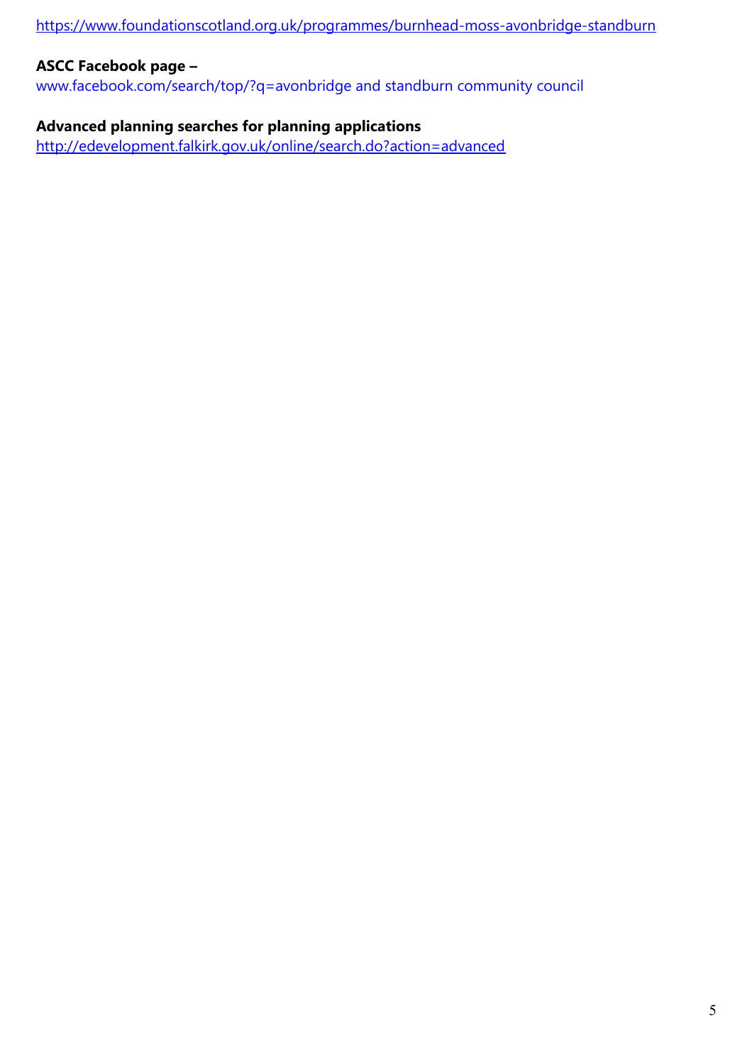https://www.foundationscotland.org.uk/programmes/burnhead-moss-avonbridge-standburn

**ASCC Facebook page –**
www.facebook.com/search/top/?q=avonbridge and standburn community council

**Advanced planning searches for planning applications**
http://edevelopment.falkirk.gov.uk/online/search.do?action=advanced